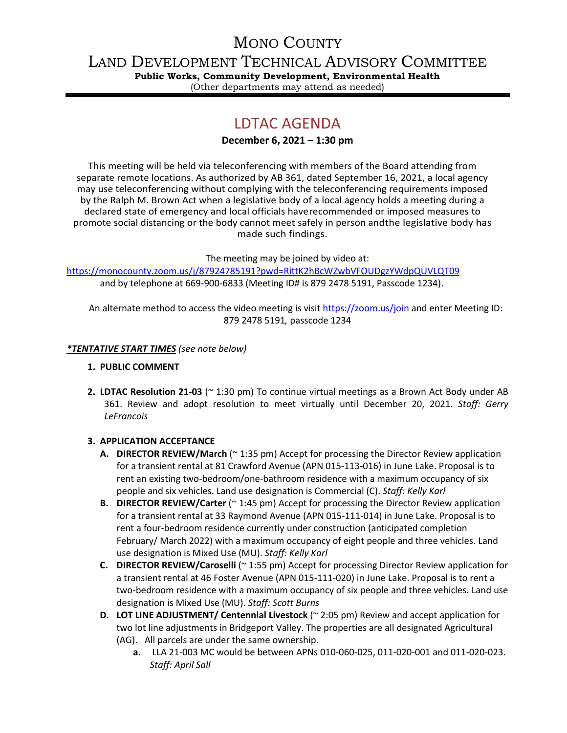# MONO COUNTY

# LAND DEVELOPMENT TECHNICAL ADVISORY COMMITTEE

**Public Works, Community Development, Environmental Health**

(Other departments may attend as needed)

## LDTAC AGENDA

**December 6, 2021 – 1:30 pm**

This meeting will be held via teleconferencing with members of the Board attending from separate remote locations. As authorized by AB 361, dated September 16, 2021, a local agency may use teleconferencing without complying with the teleconferencing requirements imposed by the Ralph M. Brown Act when a legislative body of a local agency holds a meeting during a declared state of emergency and local officials haverecommended or imposed measures to promote social distancing or the body cannot meet safely in person andthe legislative body has made such findings.

The meeting may be joined by video at:
https://monocounty.zoom.us/j/87924785191?pwd=RittK2hBcWZwbVFOUDgzYWdpQUVLQT09
and by telephone at 669-900-6833 (Meeting ID# is 879 2478 5191, Passcode 1234).

An alternate method to access the video meeting is visit https://zoom.us/join and enter Meeting ID: 879 2478 5191*,* passcode 1234

***TENTATIVE START TIMES*** *(see note below)*

1. **PUBLIC COMMENT**

2. **LDTAC Resolution 21-03** (~ 1:30 pm) To continue virtual meetings as a Brown Act Body under AB 361. Review and adopt resolution to meet virtually until December 20, 2021. *Staff: Gerry LeFrancois*

3. **APPLICATION ACCEPTANCE**
   - **A. DIRECTOR REVIEW/March** (~ 1:35 pm) Accept for processing the Director Review application for a transient rental at 81 Crawford Avenue (APN 015-113-016) in June Lake. Proposal is to rent an existing two-bedroom/one-bathroom residence with a maximum occupancy of six people and six vehicles. Land use designation is Commercial (C). *Staff: Kelly Karl*
   - **B. DIRECTOR REVIEW/Carter** (~ 1:45 pm) Accept for processing the Director Review application for a transient rental at 33 Raymond Avenue (APN 015-111-014) in June Lake. Proposal is to rent a four-bedroom residence currently under construction (anticipated completion February/ March 2022) with a maximum occupancy of eight people and three vehicles. Land use designation is Mixed Use (MU). *Staff: Kelly Karl*
   - **C. DIRECTOR REVIEW/Caroselli** (~ 1:55 pm) Accept for processing Director Review application for a transient rental at 46 Foster Avenue (APN 015-111-020) in June Lake. Proposal is to rent a two-bedroom residence with a maximum occupancy of six people and three vehicles. Land use designation is Mixed Use (MU). *Staff: Scott Burns*
   - **D. LOT LINE ADJUSTMENT/ Centennial Livestock** (~ 2:05 pm) Review and accept application for two lot line adjustments in Bridgeport Valley. The properties are all designated Agricultural (AG). All parcels are under the same ownership.
     - **a.** LLA 21-003 MC would be between APNs 010-060-025, 011-020-001 and 011-020-023. *Staff: April Sall*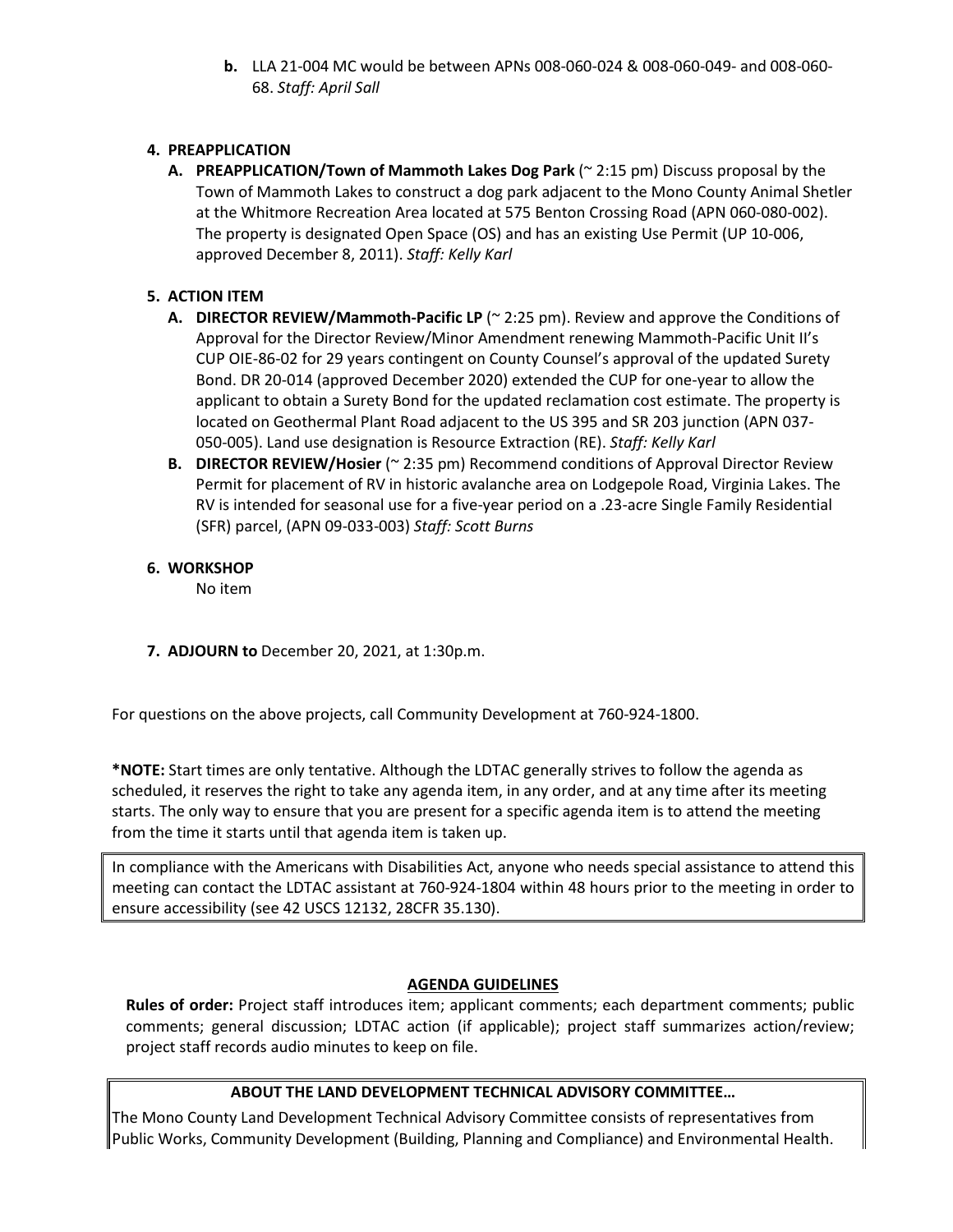**b.** LLA 21-004 MC would be between APNs 008-060-024 & 008-060-049- and 008-060-68. *Staff: April Sall*

**4. PREAPPLICATION**

**A. PREAPPLICATION/Town of Mammoth Lakes Dog Park** (~ 2:15 pm) Discuss proposal by the Town of Mammoth Lakes to construct a dog park adjacent to the Mono County Animal Shetler at the Whitmore Recreation Area located at 575 Benton Crossing Road (APN 060-080-002). The property is designated Open Space (OS) and has an existing Use Permit (UP 10-006, approved December 8, 2011). *Staff: Kelly Karl*

**5. ACTION ITEM**

**A. DIRECTOR REVIEW/Mammoth-Pacific LP** (~ 2:25 pm). Review and approve the Conditions of Approval for the Director Review/Minor Amendment renewing Mammoth-Pacific Unit II's CUP OIE-86-02 for 29 years contingent on County Counsel's approval of the updated Surety Bond. DR 20-014 (approved December 2020) extended the CUP for one-year to allow the applicant to obtain a Surety Bond for the updated reclamation cost estimate. The property is located on Geothermal Plant Road adjacent to the US 395 and SR 203 junction (APN 037-050-005). Land use designation is Resource Extraction (RE). *Staff: Kelly Karl*

**B. DIRECTOR REVIEW/Hosier** (~ 2:35 pm) Recommend conditions of Approval Director Review Permit for placement of RV in historic avalanche area on Lodgepole Road, Virginia Lakes. The RV is intended for seasonal use for a five-year period on a .23-acre Single Family Residential (SFR) parcel, (APN 09-033-003) *Staff: Scott Burns*

**6. WORKSHOP**

No item

**7. ADJOURN to** December 20, 2021, at 1:30p.m.

For questions on the above projects, call Community Development at 760-924-1800.

**\*NOTE:** Start times are only tentative. Although the LDTAC generally strives to follow the agenda as scheduled, it reserves the right to take any agenda item, in any order, and at any time after its meeting starts. The only way to ensure that you are present for a specific agenda item is to attend the meeting from the time it starts until that agenda item is taken up.

In compliance with the Americans with Disabilities Act, anyone who needs special assistance to attend this meeting can contact the LDTAC assistant at 760-924-1804 within 48 hours prior to the meeting in order to ensure accessibility (see 42 USCS 12132, 28CFR 35.130).

**AGENDA GUIDELINES**

**Rules of order:** Project staff introduces item; applicant comments; each department comments; public comments; general discussion; LDTAC action (if applicable); project staff summarizes action/review; project staff records audio minutes to keep on file.

**ABOUT THE LAND DEVELOPMENT TECHNICAL ADVISORY COMMITTEE…**

The Mono County Land Development Technical Advisory Committee consists of representatives from Public Works, Community Development (Building, Planning and Compliance) and Environmental Health.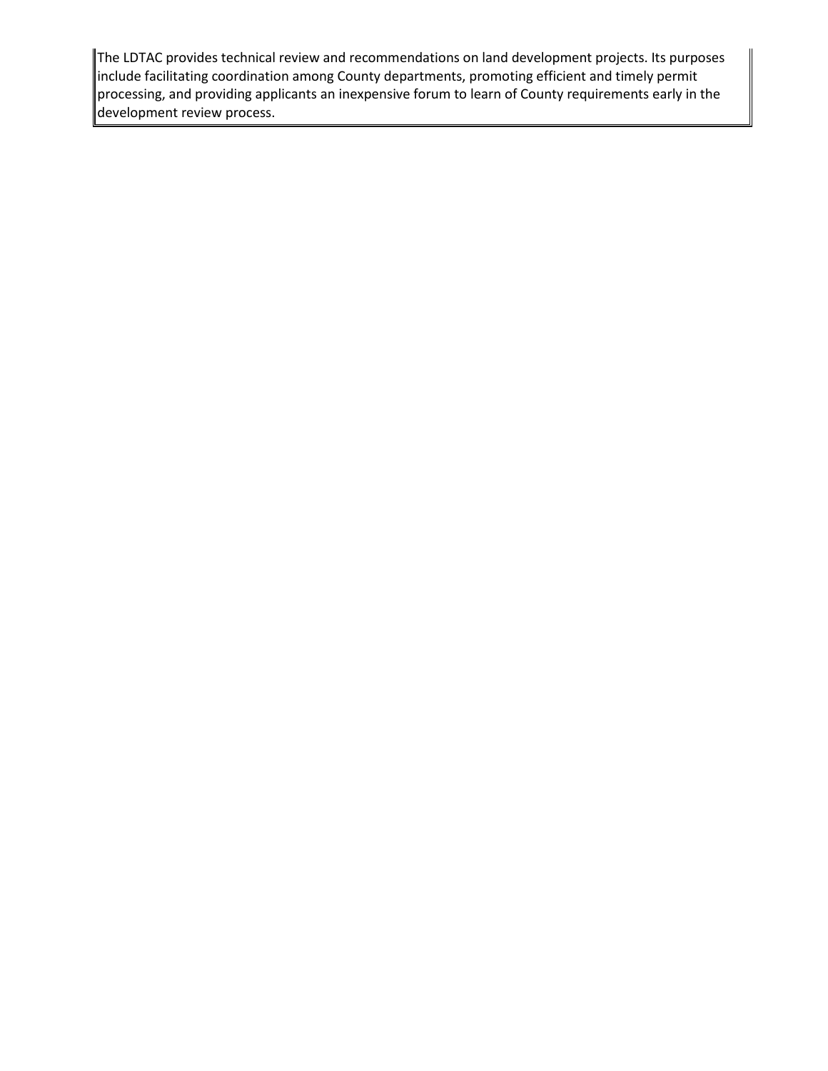The LDTAC provides technical review and recommendations on land development projects. Its purposes include facilitating coordination among County departments, promoting efficient and timely permit processing, and providing applicants an inexpensive forum to learn of County requirements early in the development review process.